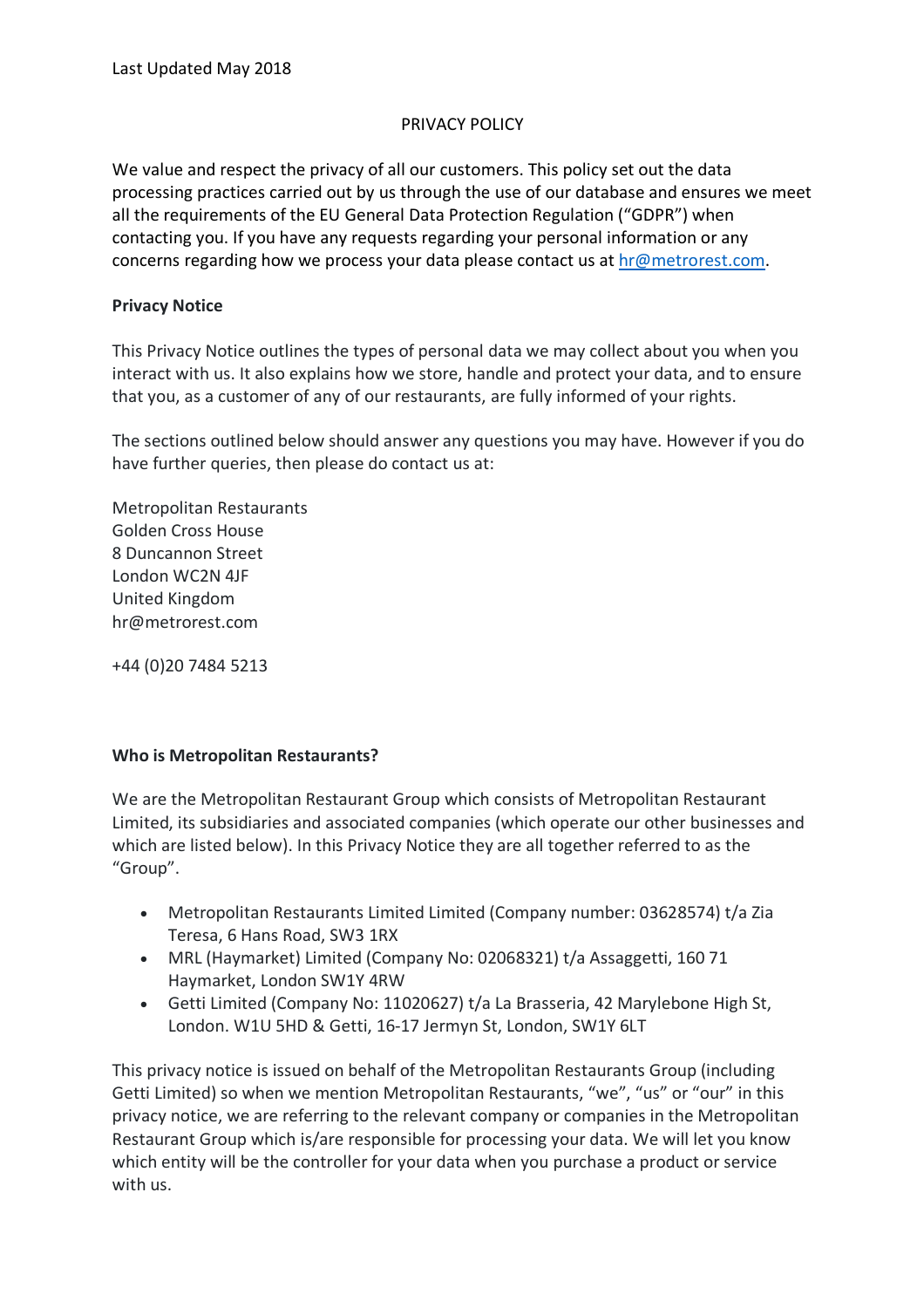Last Updated May 2018

PRIVACY POLICY

We value and respect the privacy of all our customers. This policy set out the data processing practices carried out by us through the use of our database and ensures we meet all the requirements of the EU General Data Protection Regulation ("GDPR") when contacting you. If you have any requests regarding your personal information or any concerns regarding how we process your data please contact us at hr@metrorest.com.

**Privacy Notice**

This Privacy Notice outlines the types of personal data we may collect about you when you interact with us. It also explains how we store, handle and protect your data, and to ensure that you, as a customer of any of our restaurants, are fully informed of your rights.

The sections outlined below should answer any questions you may have. However if you do have further queries, then please do contact us at:

Metropolitan Restaurants
Golden Cross House
8 Duncannon Street
London WC2N 4JF
United Kingdom
hr@metrorest.com

+44 (0)20 7484 5213

**Who is Metropolitan Restaurants?**

We are the Metropolitan Restaurant Group which consists of Metropolitan Restaurant Limited, its subsidiaries and associated companies (which operate our other businesses and which are listed below). In this Privacy Notice they are all together referred to as the "Group".

- Metropolitan Restaurants Limited Limited (Company number: 03628574) t/a Zia Teresa, 6 Hans Road, SW3 1RX
- MRL (Haymarket) Limited (Company No: 02068321) t/a Assaggetti, 160 71 Haymarket, London SW1Y 4RW
- Getti Limited (Company No: 11020627) t/a La Brasseria, 42 Marylebone High St, London. W1U 5HD & Getti, 16-17 Jermyn St, London, SW1Y 6LT

This privacy notice is issued on behalf of the Metropolitan Restaurants Group (including Getti Limited) so when we mention Metropolitan Restaurants, "we", "us" or "our" in this privacy notice, we are referring to the relevant company or companies in the Metropolitan Restaurant Group which is/are responsible for processing your data. We will let you know which entity will be the controller for your data when you purchase a product or service with us.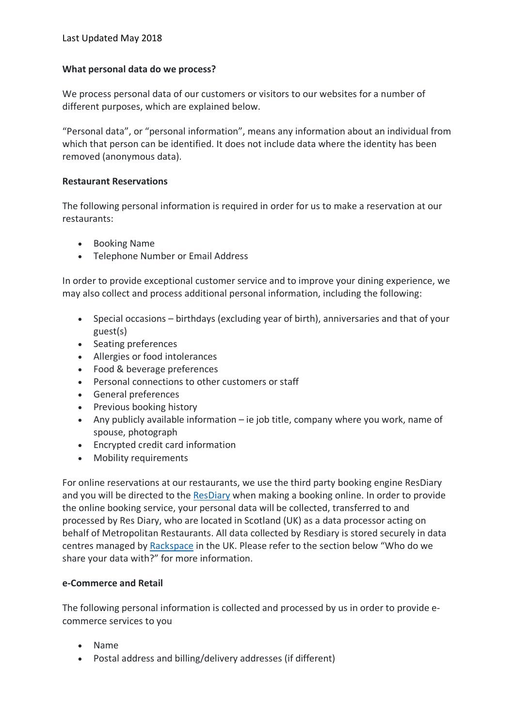Last Updated May 2018

**What personal data do we process?**

We process personal data of our customers or visitors to our websites for a number of different purposes, which are explained below.

"Personal data", or "personal information", means any information about an individual from which that person can be identified. It does not include data where the identity has been removed (anonymous data).

**Restaurant Reservations**

The following personal information is required in order for us to make a reservation at our restaurants:

- Booking Name
- Telephone Number or Email Address

In order to provide exceptional customer service and to improve your dining experience, we may also collect and process additional personal information, including the following:

- Special occasions – birthdays (excluding year of birth), anniversaries and that of your guest(s)
- Seating preferences
- Allergies or food intolerances
- Food & beverage preferences
- Personal connections to other customers or staff
- General preferences
- Previous booking history
- Any publicly available information – ie job title, company where you work, name of spouse, photograph
- Encrypted credit card information
- Mobility requirements

For online reservations at our restaurants, we use the third party booking engine ResDiary and you will be directed to the ResDiary when making a booking online. In order to provide the online booking service, your personal data will be collected, transferred to and processed by Res Diary, who are located in Scotland (UK) as a data processor acting on behalf of Metropolitan Restaurants. All data collected by Resdiary is stored securely in data centres managed by Rackspace in the UK. Please refer to the section below "Who do we share your data with?" for more information.

**e-Commerce and Retail**

The following personal information is collected and processed by us in order to provide e-commerce services to you

- Name
- Postal address and billing/delivery addresses (if different)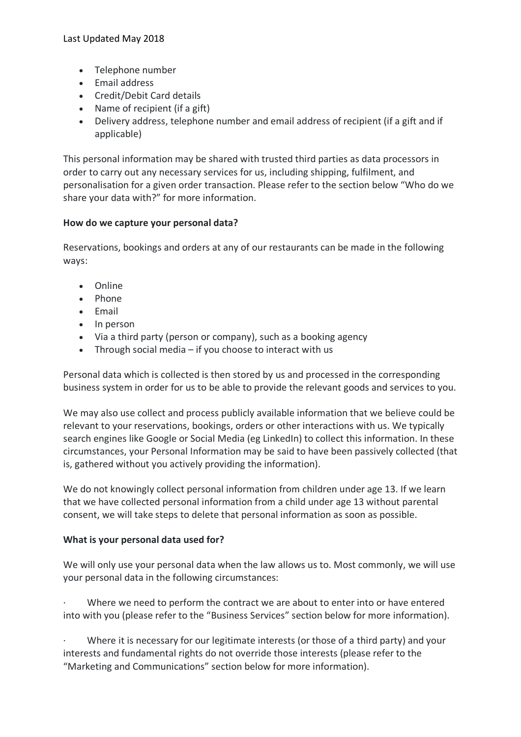- Telephone number
- Email address
- Credit/Debit Card details
- Name of recipient (if a gift)
- Delivery address, telephone number and email address of recipient (if a gift and if applicable)

This personal information may be shared with trusted third parties as data processors in order to carry out any necessary services for us, including shipping, fulfilment, and personalisation for a given order transaction. Please refer to the section below "Who do we share your data with?" for more information.

**How do we capture your personal data?**

Reservations, bookings and orders at any of our restaurants can be made in the following ways:

- Online
- Phone
- Email
- In person
- Via a third party (person or company), such as a booking agency
- Through social media – if you choose to interact with us

Personal data which is collected is then stored by us and processed in the corresponding business system in order for us to be able to provide the relevant goods and services to you.

We may also use collect and process publicly available information that we believe could be relevant to your reservations, bookings, orders or other interactions with us. We typically search engines like Google or Social Media (eg LinkedIn) to collect this information. In these circumstances, your Personal Information may be said to have been passively collected (that is, gathered without you actively providing the information).

We do not knowingly collect personal information from children under age 13. If we learn that we have collected personal information from a child under age 13 without parental consent, we will take steps to delete that personal information as soon as possible.

**What is your personal data used for?**

We will only use your personal data when the law allows us to. Most commonly, we will use your personal data in the following circumstances:

· Where we need to perform the contract we are about to enter into or have entered into with you (please refer to the "Business Services" section below for more information).

· Where it is necessary for our legitimate interests (or those of a third party) and your interests and fundamental rights do not override those interests (please refer to the "Marketing and Communications" section below for more information).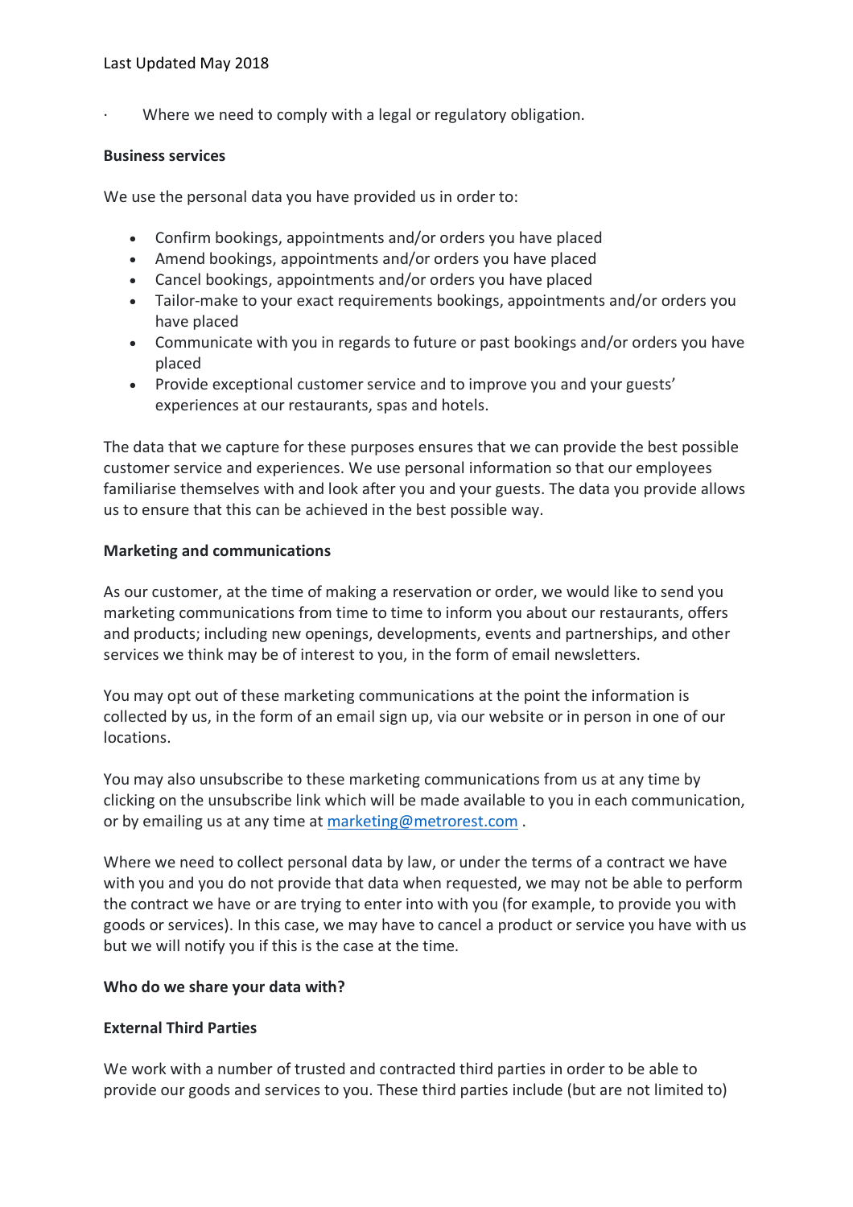- Where we need to comply with a legal or regulatory obligation.

**Business services**

We use the personal data you have provided us in order to:

- Confirm bookings, appointments and/or orders you have placed
- Amend bookings, appointments and/or orders you have placed
- Cancel bookings, appointments and/or orders you have placed
- Tailor-make to your exact requirements bookings, appointments and/or orders you have placed
- Communicate with you in regards to future or past bookings and/or orders you have placed
- Provide exceptional customer service and to improve you and your guests' experiences at our restaurants, spas and hotels.

The data that we capture for these purposes ensures that we can provide the best possible customer service and experiences. We use personal information so that our employees familiarise themselves with and look after you and your guests. The data you provide allows us to ensure that this can be achieved in the best possible way.

**Marketing and communications**

As our customer, at the time of making a reservation or order, we would like to send you marketing communications from time to time to inform you about our restaurants, offers and products; including new openings, developments, events and partnerships, and other services we think may be of interest to you, in the form of email newsletters.

You may opt out of these marketing communications at the point the information is collected by us, in the form of an email sign up, via our website or in person in one of our locations.

You may also unsubscribe to these marketing communications from us at any time by clicking on the unsubscribe link which will be made available to you in each communication, or by emailing us at any time at marketing@metrorest.com .

Where we need to collect personal data by law, or under the terms of a contract we have with you and you do not provide that data when requested, we may not be able to perform the contract we have or are trying to enter into with you (for example, to provide you with goods or services). In this case, we may have to cancel a product or service you have with us but we will notify you if this is the case at the time.

**Who do we share your data with?**

**External Third Parties**

We work with a number of trusted and contracted third parties in order to be able to provide our goods and services to you. These third parties include (but are not limited to)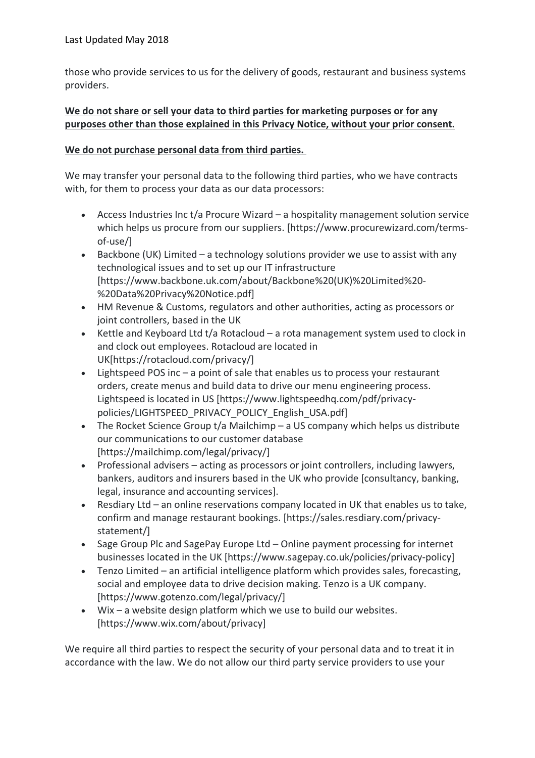those who provide services to us for the delivery of goods, restaurant and business systems providers.

**We do not share or sell your data to third parties for marketing purposes or for any purposes other than those explained in this Privacy Notice, without your prior consent.**

**We do not purchase personal data from third parties.**

We may transfer your personal data to the following third parties, who we have contracts with, for them to process your data as our data processors:

- Access Industries Inc t/a Procure Wizard – a hospitality management solution service which helps us procure from our suppliers. [https://www.procurewizard.com/terms-of-use/]
- Backbone (UK) Limited – a technology solutions provider we use to assist with any technological issues and to set up our IT infrastructure [https://www.backbone.uk.com/about/Backbone%20(UK)%20Limited%20-%20Data%20Privacy%20Notice.pdf]
- HM Revenue & Customs, regulators and other authorities, acting as processors or joint controllers, based in the UK
- Kettle and Keyboard Ltd t/a Rotacloud – a rota management system used to clock in and clock out employees. Rotacloud are located in UK[https://rotacloud.com/privacy/]
- Lightspeed POS inc – a point of sale that enables us to process your restaurant orders, create menus and build data to drive our menu engineering process. Lightspeed is located in US [https://www.lightspeedhq.com/pdf/privacy-policies/LIGHTSPEED_PRIVACY_POLICY_English_USA.pdf]
- The Rocket Science Group t/a Mailchimp – a US company which helps us distribute our communications to our customer database [https://mailchimp.com/legal/privacy/]
- Professional advisers – acting as processors or joint controllers, including lawyers, bankers, auditors and insurers based in the UK who provide [consultancy, banking, legal, insurance and accounting services].
- Resdiary Ltd – an online reservations company located in UK that enables us to take, confirm and manage restaurant bookings. [https://sales.resdiary.com/privacy-statement/]
- Sage Group Plc and SagePay Europe Ltd – Online payment processing for internet businesses located in the UK [https://www.sagepay.co.uk/policies/privacy-policy]
- Tenzo Limited – an artificial intelligence platform which provides sales, forecasting, social and employee data to drive decision making. Tenzo is a UK company. [https://www.gotenzo.com/legal/privacy/]
- Wix – a website design platform which we use to build our websites. [https://www.wix.com/about/privacy]

We require all third parties to respect the security of your personal data and to treat it in accordance with the law. We do not allow our third party service providers to use your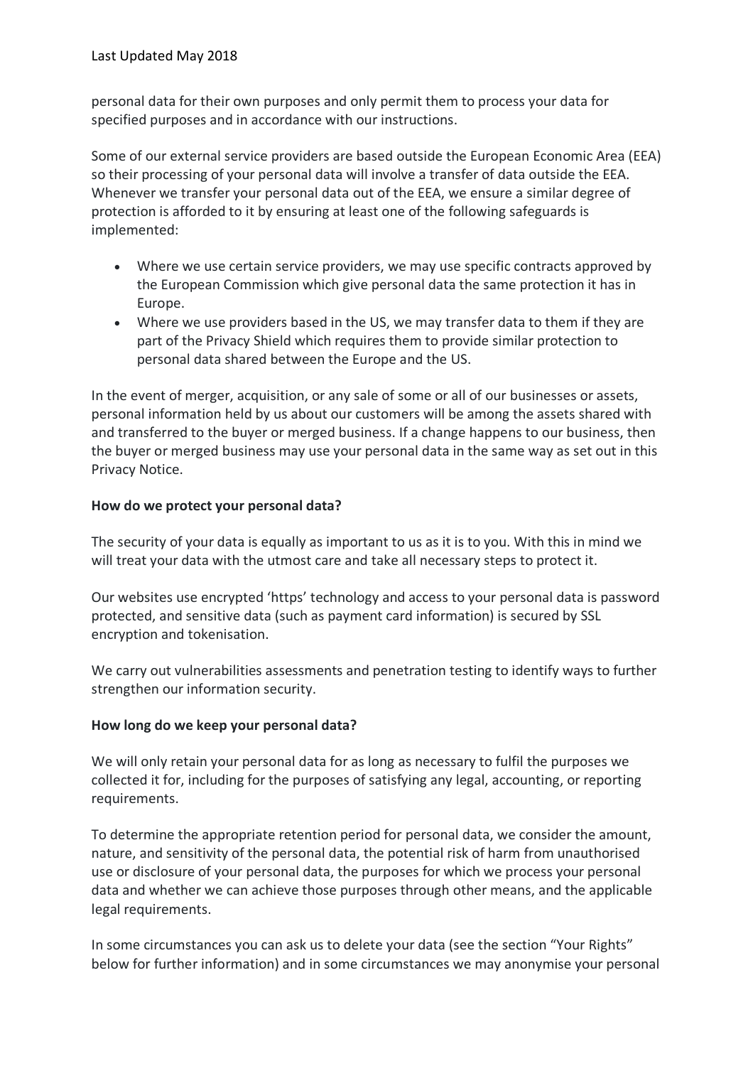personal data for their own purposes and only permit them to process your data for specified purposes and in accordance with our instructions.

Some of our external service providers are based outside the European Economic Area (EEA) so their processing of your personal data will involve a transfer of data outside the EEA. Whenever we transfer your personal data out of the EEA, we ensure a similar degree of protection is afforded to it by ensuring at least one of the following safeguards is implemented:

- Where we use certain service providers, we may use specific contracts approved by the European Commission which give personal data the same protection it has in Europe.
- Where we use providers based in the US, we may transfer data to them if they are part of the Privacy Shield which requires them to provide similar protection to personal data shared between the Europe and the US.

In the event of merger, acquisition, or any sale of some or all of our businesses or assets, personal information held by us about our customers will be among the assets shared with and transferred to the buyer or merged business. If a change happens to our business, then the buyer or merged business may use your personal data in the same way as set out in this Privacy Notice.

**How do we protect your personal data?**

The security of your data is equally as important to us as it is to you. With this in mind we will treat your data with the utmost care and take all necessary steps to protect it.

Our websites use encrypted 'https' technology and access to your personal data is password protected, and sensitive data (such as payment card information) is secured by SSL encryption and tokenisation.

We carry out vulnerabilities assessments and penetration testing to identify ways to further strengthen our information security.

**How long do we keep your personal data?**

We will only retain your personal data for as long as necessary to fulfil the purposes we collected it for, including for the purposes of satisfying any legal, accounting, or reporting requirements.

To determine the appropriate retention period for personal data, we consider the amount, nature, and sensitivity of the personal data, the potential risk of harm from unauthorised use or disclosure of your personal data, the purposes for which we process your personal data and whether we can achieve those purposes through other means, and the applicable legal requirements.

In some circumstances you can ask us to delete your data (see the section "Your Rights" below for further information) and in some circumstances we may anonymise your personal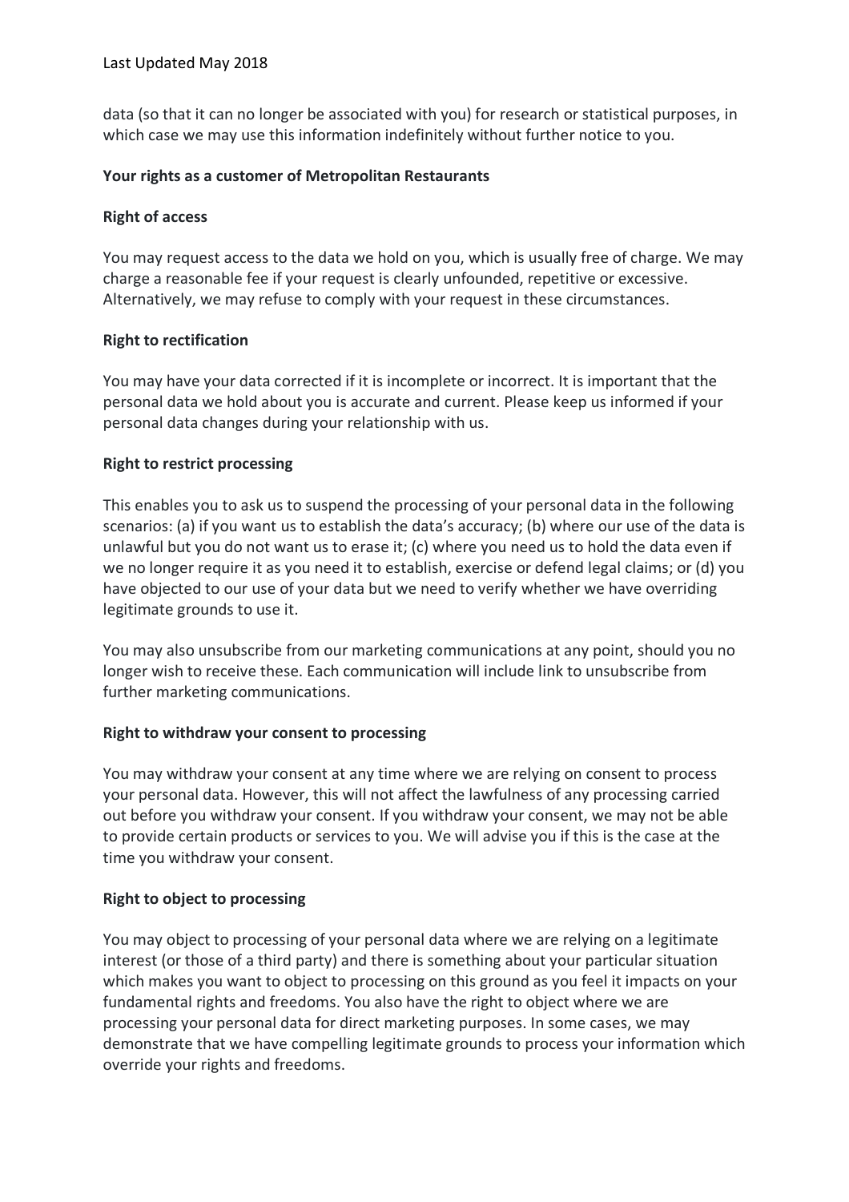data (so that it can no longer be associated with you) for research or statistical purposes, in which case we may use this information indefinitely without further notice to you.

**Your rights as a customer of Metropolitan Restaurants**

**Right of access**

You may request access to the data we hold on you, which is usually free of charge. We may charge a reasonable fee if your request is clearly unfounded, repetitive or excessive. Alternatively, we may refuse to comply with your request in these circumstances.

**Right to rectification**

You may have your data corrected if it is incomplete or incorrect. It is important that the personal data we hold about you is accurate and current. Please keep us informed if your personal data changes during your relationship with us.

**Right to restrict processing**

This enables you to ask us to suspend the processing of your personal data in the following scenarios: (a) if you want us to establish the data's accuracy; (b) where our use of the data is unlawful but you do not want us to erase it; (c) where you need us to hold the data even if we no longer require it as you need it to establish, exercise or defend legal claims; or (d) you have objected to our use of your data but we need to verify whether we have overriding legitimate grounds to use it.

You may also unsubscribe from our marketing communications at any point, should you no longer wish to receive these. Each communication will include link to unsubscribe from further marketing communications.

**Right to withdraw your consent to processing**

You may withdraw your consent at any time where we are relying on consent to process your personal data. However, this will not affect the lawfulness of any processing carried out before you withdraw your consent. If you withdraw your consent, we may not be able to provide certain products or services to you. We will advise you if this is the case at the time you withdraw your consent.

**Right to object to processing**

You may object to processing of your personal data where we are relying on a legitimate interest (or those of a third party) and there is something about your particular situation which makes you want to object to processing on this ground as you feel it impacts on your fundamental rights and freedoms. You also have the right to object where we are processing your personal data for direct marketing purposes. In some cases, we may demonstrate that we have compelling legitimate grounds to process your information which override your rights and freedoms.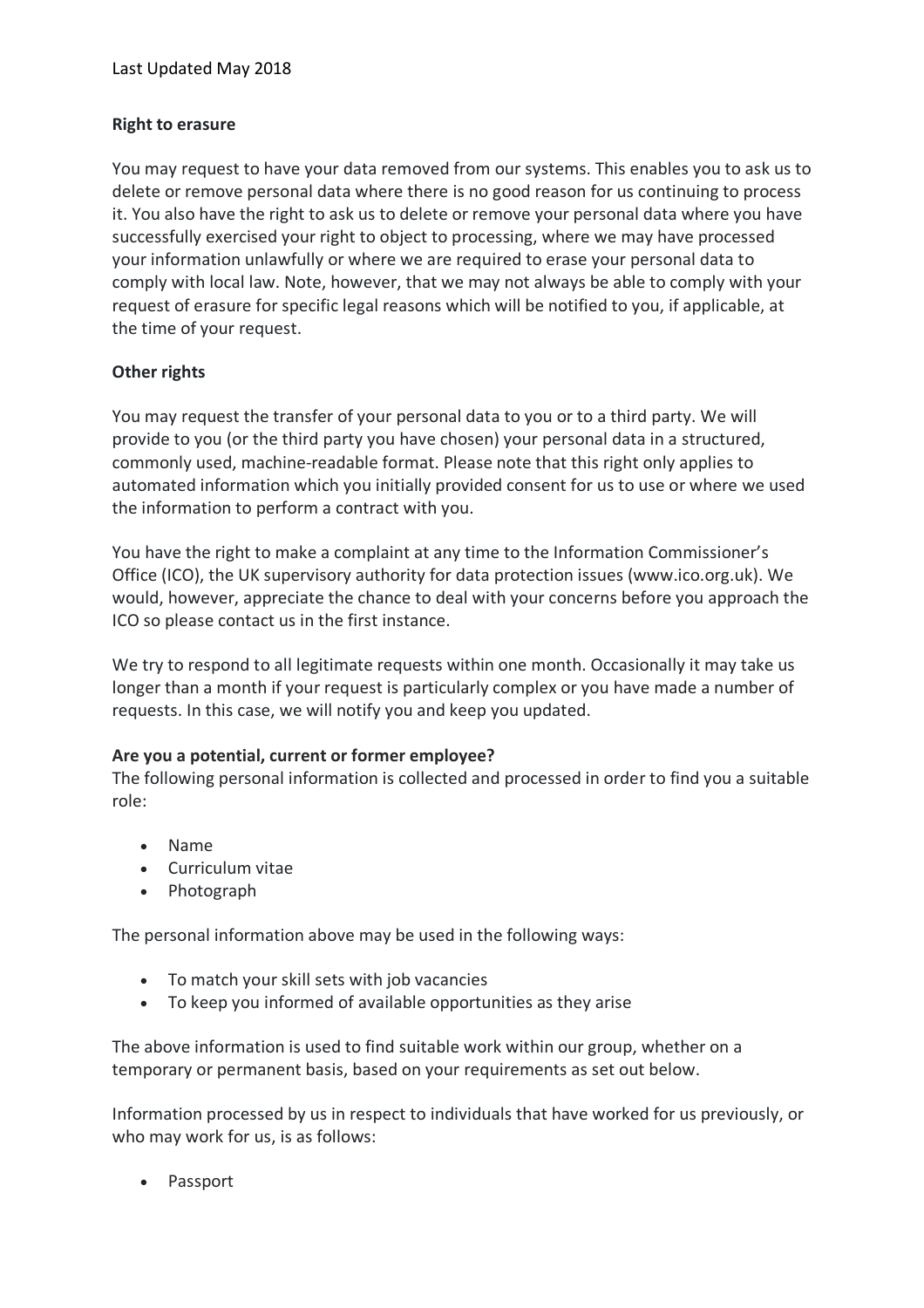Last Updated May 2018

**Right to erasure**

You may request to have your data removed from our systems. This enables you to ask us to delete or remove personal data where there is no good reason for us continuing to process it. You also have the right to ask us to delete or remove your personal data where you have successfully exercised your right to object to processing, where we may have processed your information unlawfully or where we are required to erase your personal data to comply with local law. Note, however, that we may not always be able to comply with your request of erasure for specific legal reasons which will be notified to you, if applicable, at the time of your request.

**Other rights**

You may request the transfer of your personal data to you or to a third party. We will provide to you (or the third party you have chosen) your personal data in a structured, commonly used, machine-readable format. Please note that this right only applies to automated information which you initially provided consent for us to use or where we used the information to perform a contract with you.

You have the right to make a complaint at any time to the Information Commissioner's Office (ICO), the UK supervisory authority for data protection issues (www.ico.org.uk). We would, however, appreciate the chance to deal with your concerns before you approach the ICO so please contact us in the first instance.

We try to respond to all legitimate requests within one month. Occasionally it may take us longer than a month if your request is particularly complex or you have made a number of requests. In this case, we will notify you and keep you updated.

**Are you a potential, current or former employee?**

The following personal information is collected and processed in order to find you a suitable role:

- Name
- Curriculum vitae
- Photograph

The personal information above may be used in the following ways:

- To match your skill sets with job vacancies
- To keep you informed of available opportunities as they arise

The above information is used to find suitable work within our group, whether on a temporary or permanent basis, based on your requirements as set out below.

Information processed by us in respect to individuals that have worked for us previously, or who may work for us, is as follows:

- Passport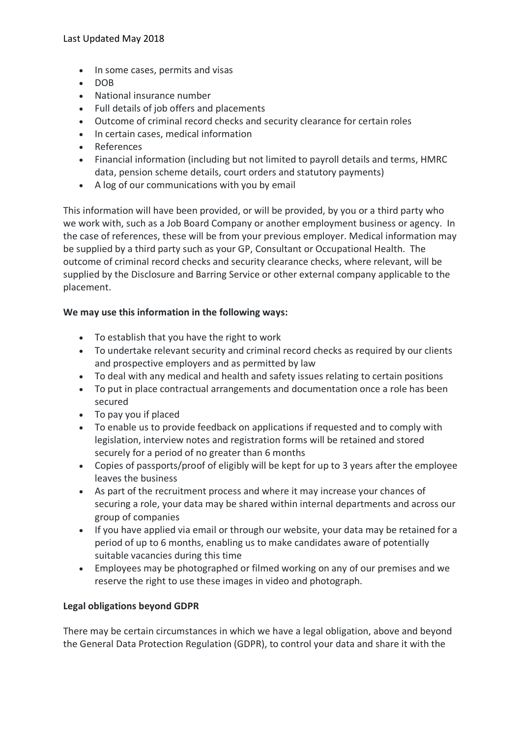- In some cases, permits and visas
- DOB
- National insurance number
- Full details of job offers and placements
- Outcome of criminal record checks and security clearance for certain roles
- In certain cases, medical information
- References
- Financial information (including but not limited to payroll details and terms, HMRC data, pension scheme details, court orders and statutory payments)
- A log of our communications with you by email

This information will have been provided, or will be provided, by you or a third party who we work with, such as a Job Board Company or another employment business or agency. In the case of references, these will be from your previous employer. Medical information may be supplied by a third party such as your GP, Consultant or Occupational Health. The outcome of criminal record checks and security clearance checks, where relevant, will be supplied by the Disclosure and Barring Service or other external company applicable to the placement.

**We may use this information in the following ways:**

- To establish that you have the right to work
- To undertake relevant security and criminal record checks as required by our clients and prospective employers and as permitted by law
- To deal with any medical and health and safety issues relating to certain positions
- To put in place contractual arrangements and documentation once a role has been secured
- To pay you if placed
- To enable us to provide feedback on applications if requested and to comply with legislation, interview notes and registration forms will be retained and stored securely for a period of no greater than 6 months
- Copies of passports/proof of eligibly will be kept for up to 3 years after the employee leaves the business
- As part of the recruitment process and where it may increase your chances of securing a role, your data may be shared within internal departments and across our group of companies
- If you have applied via email or through our website, your data may be retained for a period of up to 6 months, enabling us to make candidates aware of potentially suitable vacancies during this time
- Employees may be photographed or filmed working on any of our premises and we reserve the right to use these images in video and photograph.

**Legal obligations beyond GDPR**

There may be certain circumstances in which we have a legal obligation, above and beyond the General Data Protection Regulation (GDPR), to control your data and share it with the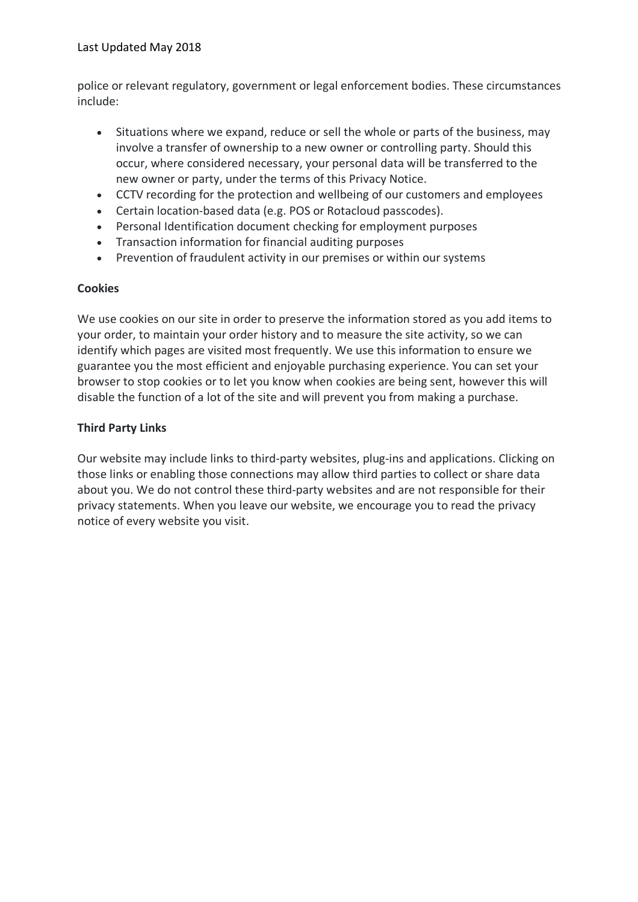police or relevant regulatory, government or legal enforcement bodies. These circumstances include:

- Situations where we expand, reduce or sell the whole or parts of the business, may involve a transfer of ownership to a new owner or controlling party. Should this occur, where considered necessary, your personal data will be transferred to the new owner or party, under the terms of this Privacy Notice.
- CCTV recording for the protection and wellbeing of our customers and employees
- Certain location-based data (e.g. POS or Rotacloud passcodes).
- Personal Identification document checking for employment purposes
- Transaction information for financial auditing purposes
- Prevention of fraudulent activity in our premises or within our systems

**Cookies**

We use cookies on our site in order to preserve the information stored as you add items to your order, to maintain your order history and to measure the site activity, so we can identify which pages are visited most frequently. We use this information to ensure we guarantee you the most efficient and enjoyable purchasing experience. You can set your browser to stop cookies or to let you know when cookies are being sent, however this will disable the function of a lot of the site and will prevent you from making a purchase.

**Third Party Links**

Our website may include links to third-party websites, plug-ins and applications. Clicking on those links or enabling those connections may allow third parties to collect or share data about you. We do not control these third-party websites and are not responsible for their privacy statements. When you leave our website, we encourage you to read the privacy notice of every website you visit.